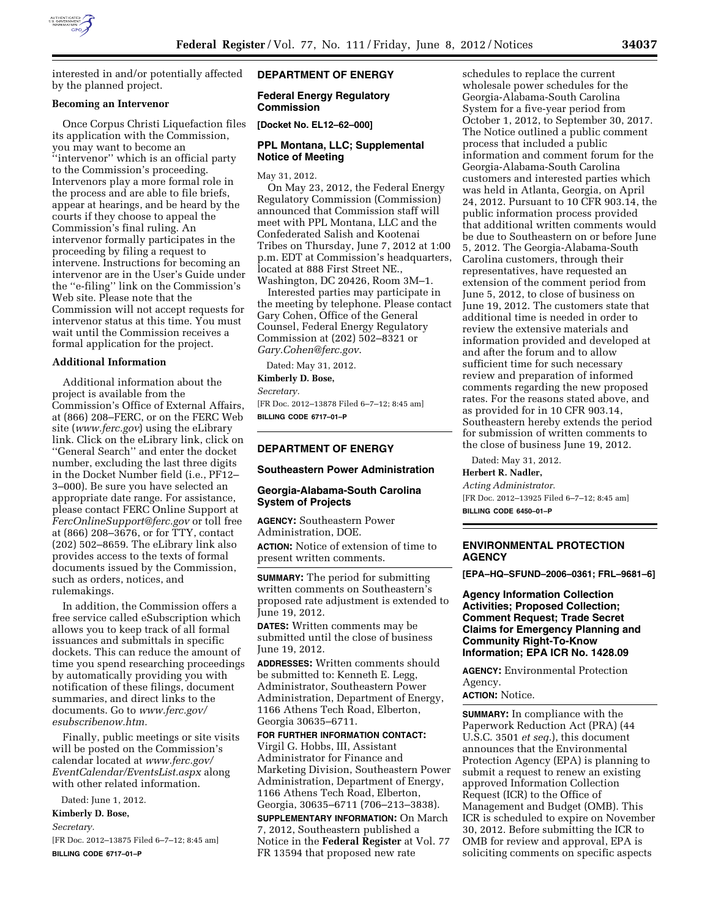interested in and/or potentially affected by the planned project.

**Becoming an Intervenor**

Once Corpus Christi Liquefaction files its application with the Commission, you may want to become an ''intervenor'' which is an official party to the Commission's proceeding. Intervenors play a more formal role in the process and are able to file briefs, appear at hearings, and be heard by the courts if they choose to appeal the Commission's final ruling. An intervenor formally participates in the proceeding by filing a request to intervene. Instructions for becoming an intervenor are in the User's Guide under the ''e-filing'' link on the Commission's Web site. Please note that the Commission will not accept requests for intervenor status at this time. You must wait until the Commission receives a formal application for the project.

**Additional Information**

Additional information about the project is available from the Commission's Office of External Affairs, at (866) 208–FERC, or on the FERC Web site (*www.ferc.gov*) using the eLibrary link. Click on the eLibrary link, click on ''General Search'' and enter the docket number, excluding the last three digits in the Docket Number field (i.e., PF12–3–000). Be sure you have selected an appropriate date range. For assistance, please contact FERC Online Support at *FercOnlineSupport@ferc.gov* or toll free at (866) 208–3676, or for TTY, contact (202) 502–8659. The eLibrary link also provides access to the texts of formal documents issued by the Commission, such as orders, notices, and rulemakings.

In addition, the Commission offers a free service called eSubscription which allows you to keep track of all formal issuances and submittals in specific dockets. This can reduce the amount of time you spend researching proceedings by automatically providing you with notification of these filings, document summaries, and direct links to the documents. Go to *www.ferc.gov/esubscribenow.htm.*

Finally, public meetings or site visits will be posted on the Commission's calendar located at *www.ferc.gov/EventCalendar/EventsList.aspx* along with other related information.

Dated: June 1, 2012.

**Kimberly D. Bose,**

*Secretary.*

[FR Doc. 2012–13875 Filed 6–7–12; 8:45 am]

**BILLING CODE 6717–01–P**

## DEPARTMENT OF ENERGY

### Federal Energy Regulatory Commission

**[Docket No. EL12–62–000]**

### PPL Montana, LLC; Supplemental Notice of Meeting

May 31, 2012.

On May 23, 2012, the Federal Energy Regulatory Commission (Commission) announced that Commission staff will meet with PPL Montana, LLC and the Confederated Salish and Kootenai Tribes on Thursday, June 7, 2012 at 1:00 p.m. EDT at Commission's headquarters, located at 888 First Street NE., Washington, DC 20426, Room 3M–1.

Interested parties may participate in the meeting by telephone. Please contact Gary Cohen, Office of the General Counsel, Federal Energy Regulatory Commission at (202) 502–8321 or *Gary.Cohen@ferc.gov.*

Dated: May 31, 2012.

**Kimberly D. Bose,**

*Secretary.*

[FR Doc. 2012–13878 Filed 6–7–12; 8:45 am]

**BILLING CODE 6717–01–P**

## DEPARTMENT OF ENERGY

### Southeastern Power Administration

### Georgia-Alabama-South Carolina System of Projects

**AGENCY:** Southeastern Power Administration, DOE.

**ACTION:** Notice of extension of time to present written comments.

**SUMMARY:** The period for submitting written comments on Southeastern's proposed rate adjustment is extended to June 19, 2012.

**DATES:** Written comments may be submitted until the close of business June 19, 2012.

**ADDRESSES:** Written comments should be submitted to: Kenneth E. Legg, Administrator, Southeastern Power Administration, Department of Energy, 1166 Athens Tech Road, Elberton, Georgia 30635–6711.

**FOR FURTHER INFORMATION CONTACT:** Virgil G. Hobbs, III, Assistant Administrator for Finance and Marketing Division, Southeastern Power Administration, Department of Energy, 1166 Athens Tech Road, Elberton, Georgia, 30635–6711 (706–213–3838).

**SUPPLEMENTARY INFORMATION:** On March 7, 2012, Southeastern published a Notice in the **Federal Register** at Vol. 77 FR 13594 that proposed new rate schedules to replace the current wholesale power schedules for the Georgia-Alabama-South Carolina System for a five-year period from October 1, 2012, to September 30, 2017. The Notice outlined a public comment process that included a public information and comment forum for the Georgia-Alabama-South Carolina customers and interested parties which was held in Atlanta, Georgia, on April 24, 2012. Pursuant to 10 CFR 903.14, the public information process provided that additional written comments would be due to Southeastern on or before June 5, 2012. The Georgia-Alabama-South Carolina customers, through their representatives, have requested an extension of the comment period from June 5, 2012, to close of business on June 19, 2012. The customers state that additional time is needed in order to review the extensive materials and information provided and developed at and after the forum and to allow sufficient time for such necessary review and preparation of informed comments regarding the new proposed rates. For the reasons stated above, and as provided for in 10 CFR 903.14, Southeastern hereby extends the period for submission of written comments to the close of business June 19, 2012.

Dated: May 31, 2012.

**Herbert R. Nadler,**

*Acting Administrator.*

[FR Doc. 2012–13925 Filed 6–7–12; 8:45 am]

**BILLING CODE 6450–01–P**

## ENVIRONMENTAL PROTECTION AGENCY

**[EPA–HQ–SFUND–2006–0361; FRL–9681–6]**

### Agency Information Collection Activities; Proposed Collection; Comment Request; Trade Secret Claims for Emergency Planning and Community Right-To-Know Information; EPA ICR No. 1428.09

**AGENCY:** Environmental Protection Agency.

**ACTION:** Notice.

**SUMMARY:** In compliance with the Paperwork Reduction Act (PRA) (44 U.S.C. 3501 *et seq.*), this document announces that the Environmental Protection Agency (EPA) is planning to submit a request to renew an existing approved Information Collection Request (ICR) to the Office of Management and Budget (OMB). This ICR is scheduled to expire on November 30, 2012. Before submitting the ICR to OMB for review and approval, EPA is soliciting comments on specific aspects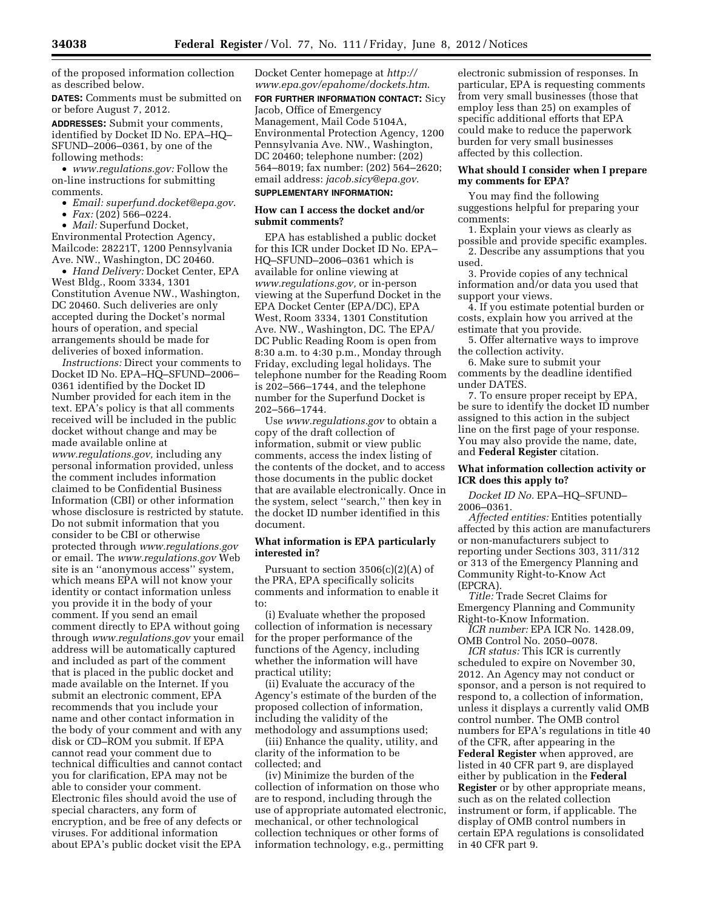of the proposed information collection as described below.

**DATES:** Comments must be submitted on or before August 7, 2012.

**ADDRESSES:** Submit your comments, identified by Docket ID No. EPA–HQ–SFUND–2006–0361, by one of the following methods:

- *www.regulations.gov:* Follow the on-line instructions for submitting comments.
- *Email: superfund.docket@epa.gov*.
- *Fax:* (202) 566–0224.
- *Mail:* Superfund Docket, Environmental Protection Agency, Mailcode: 28221T, 1200 Pennsylvania Ave. NW., Washington, DC 20460.
- *Hand Delivery:* Docket Center, EPA West Bldg., Room 3334, 1301 Constitution Avenue NW., Washington, DC 20460. Such deliveries are only accepted during the Docket's normal hours of operation, and special arrangements should be made for deliveries of boxed information.

*Instructions:* Direct your comments to Docket ID No. EPA–HQ–SFUND–2006–0361 identified by the Docket ID Number provided for each item in the text. EPA's policy is that all comments received will be included in the public docket without change and may be made available online at *www.regulations.gov,* including any personal information provided, unless the comment includes information claimed to be Confidential Business Information (CBI) or other information whose disclosure is restricted by statute. Do not submit information that you consider to be CBI or otherwise protected through *www.regulations.gov* or email. The *www.regulations.gov* Web site is an ''anonymous access'' system, which means EPA will not know your identity or contact information unless you provide it in the body of your comment. If you send an email comment directly to EPA without going through *www.regulations.gov* your email address will be automatically captured and included as part of the comment that is placed in the public docket and made available on the Internet. If you submit an electronic comment, EPA recommends that you include your name and other contact information in the body of your comment and with any disk or CD–ROM you submit. If EPA cannot read your comment due to technical difficulties and cannot contact you for clarification, EPA may not be able to consider your comment. Electronic files should avoid the use of special characters, any form of encryption, and be free of any defects or viruses. For additional information about EPA's public docket visit the EPA Docket Center homepage at *http://www.epa.gov/epahome/dockets.htm*.

**FOR FURTHER INFORMATION CONTACT:** Sicy Jacob, Office of Emergency Management, Mail Code 5104A, Environmental Protection Agency, 1200 Pennsylvania Ave. NW., Washington, DC 20460; telephone number: (202) 564–8019; fax number: (202) 564–2620; email address: *jacob.sicy@epa.gov*.

**SUPPLEMENTARY INFORMATION:**

### How can I access the docket and/or submit comments?

EPA has established a public docket for this ICR under Docket ID No. EPA–HQ–SFUND–2006–0361 which is available for online viewing at *www.regulations.gov,* or in-person viewing at the Superfund Docket in the EPA Docket Center (EPA/DC), EPA West, Room 3334, 1301 Constitution Ave. NW., Washington, DC. The EPA/DC Public Reading Room is open from 8:30 a.m. to 4:30 p.m., Monday through Friday, excluding legal holidays. The telephone number for the Reading Room is 202–566–1744, and the telephone number for the Superfund Docket is 202–566–1744.

Use *www.regulations.gov* to obtain a copy of the draft collection of information, submit or view public comments, access the index listing of the contents of the docket, and to access those documents in the public docket that are available electronically. Once in the system, select ''search,'' then key in the docket ID number identified in this document.

### What information is EPA particularly interested in?

Pursuant to section 3506(c)(2)(A) of the PRA, EPA specifically solicits comments and information to enable it to:

(i) Evaluate whether the proposed collection of information is necessary for the proper performance of the functions of the Agency, including whether the information will have practical utility;

(ii) Evaluate the accuracy of the Agency's estimate of the burden of the proposed collection of information, including the validity of the methodology and assumptions used;

(iii) Enhance the quality, utility, and clarity of the information to be collected; and

(iv) Minimize the burden of the collection of information on those who are to respond, including through the use of appropriate automated electronic, mechanical, or other technological collection techniques or other forms of information technology, e.g., permitting electronic submission of responses. In particular, EPA is requesting comments from very small businesses (those that employ less than 25) on examples of specific additional efforts that EPA could make to reduce the paperwork burden for very small businesses affected by this collection.

### What should I consider when I prepare my comments for EPA?

You may find the following suggestions helpful for preparing your comments:

1. Explain your views as clearly as possible and provide specific examples.
2. Describe any assumptions that you used.
3. Provide copies of any technical information and/or data you used that support your views.
4. If you estimate potential burden or costs, explain how you arrived at the estimate that you provide.
5. Offer alternative ways to improve the collection activity.
6. Make sure to submit your comments by the deadline identified under DATES.
7. To ensure proper receipt by EPA, be sure to identify the docket ID number assigned to this action in the subject line on the first page of your response. You may also provide the name, date, and **Federal Register** citation.

### What information collection activity or ICR does this apply to?

*Docket ID No.* EPA–HQ–SFUND–2006–0361.

*Affected entities:* Entities potentially affected by this action are manufacturers or non-manufacturers subject to reporting under Sections 303, 311/312 or 313 of the Emergency Planning and Community Right-to-Know Act (EPCRA).

*Title:* Trade Secret Claims for Emergency Planning and Community Right-to-Know Information.

*ICR number:* EPA ICR No. 1428.09, OMB Control No. 2050–0078.

*ICR status:* This ICR is currently scheduled to expire on November 30, 2012. An Agency may not conduct or sponsor, and a person is not required to respond to, a collection of information, unless it displays a currently valid OMB control number. The OMB control numbers for EPA's regulations in title 40 of the CFR, after appearing in the **Federal Register** when approved, are listed in 40 CFR part 9, are displayed either by publication in the **Federal Register** or by other appropriate means, such as on the related collection instrument or form, if applicable. The display of OMB control numbers in certain EPA regulations is consolidated in 40 CFR part 9.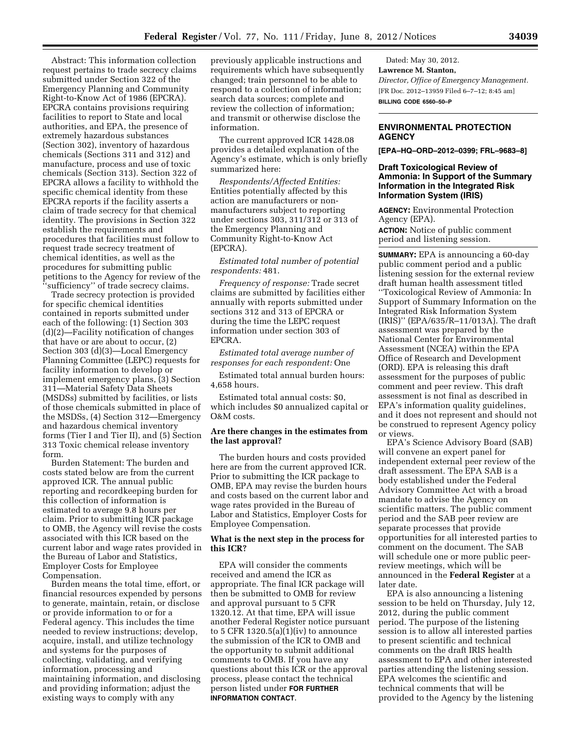Abstract: This information collection request pertains to trade secrecy claims submitted under Section 322 of the Emergency Planning and Community Right-to-Know Act of 1986 (EPCRA). EPCRA contains provisions requiring facilities to report to State and local authorities, and EPA, the presence of extremely hazardous substances (Section 302), inventory of hazardous chemicals (Sections 311 and 312) and manufacture, process and use of toxic chemicals (Section 313). Section 322 of EPCRA allows a facility to withhold the specific chemical identity from these EPCRA reports if the facility asserts a claim of trade secrecy for that chemical identity. The provisions in Section 322 establish the requirements and procedures that facilities must follow to request trade secrecy treatment of chemical identities, as well as the procedures for submitting public petitions to the Agency for review of the ''sufficiency'' of trade secrecy claims.

Trade secrecy protection is provided for specific chemical identities contained in reports submitted under each of the following: (1) Section 303 (d)(2)—Facility notification of changes that have or are about to occur, (2) Section 303 (d)(3)—Local Emergency Planning Committee (LEPC) requests for facility information to develop or implement emergency plans, (3) Section 311—Material Safety Data Sheets (MSDSs) submitted by facilities, or lists of those chemicals submitted in place of the MSDSs, (4) Section 312—Emergency and hazardous chemical inventory forms (Tier I and Tier II), and (5) Section 313 Toxic chemical release inventory form.

Burden Statement: The burden and costs stated below are from the current approved ICR. The annual public reporting and recordkeeping burden for this collection of information is estimated to average 9.8 hours per claim. Prior to submitting ICR package to OMB, the Agency will revise the costs associated with this ICR based on the current labor and wage rates provided in the Bureau of Labor and Statistics, Employer Costs for Employee Compensation.

Burden means the total time, effort, or financial resources expended by persons to generate, maintain, retain, or disclose or provide information to or for a Federal agency. This includes the time needed to review instructions; develop, acquire, install, and utilize technology and systems for the purposes of collecting, validating, and verifying information, processing and maintaining information, and disclosing and providing information; adjust the existing ways to comply with any previously applicable instructions and requirements which have subsequently changed; train personnel to be able to respond to a collection of information; search data sources; complete and review the collection of information; and transmit or otherwise disclose the information.

The current approved ICR 1428.08 provides a detailed explanation of the Agency's estimate, which is only briefly summarized here:

*Respondents/Affected Entities:* Entities potentially affected by this action are manufacturers or non-manufacturers subject to reporting under sections 303, 311/312 or 313 of the Emergency Planning and Community Right-to-Know Act (EPCRA).

*Estimated total number of potential respondents:* 481.

*Frequency of response:* Trade secret claims are submitted by facilities either annually with reports submitted under sections 312 and 313 of EPCRA or during the time the LEPC request information under section 303 of EPCRA.

*Estimated total average number of responses for each respondent:* One

Estimated total annual burden hours: 4,658 hours.

Estimated total annual costs: $0, which includes $0 annualized capital or O&M costs.

### Are there changes in the estimates from the last approval?

The burden hours and costs provided here are from the current approved ICR. Prior to submitting the ICR package to OMB, EPA may revise the burden hours and costs based on the current labor and wage rates provided in the Bureau of Labor and Statistics, Employer Costs for Employee Compensation.

### What is the next step in the process for this ICR?

EPA will consider the comments received and amend the ICR as appropriate. The final ICR package will then be submitted to OMB for review and approval pursuant to 5 CFR 1320.12. At that time, EPA will issue another Federal Register notice pursuant to 5 CFR 1320.5(a)(1)(iv) to announce the submission of the ICR to OMB and the opportunity to submit additional comments to OMB. If you have any questions about this ICR or the approval process, please contact the technical person listed under **FOR FURTHER INFORMATION CONTACT**.

Dated: May 30, 2012.

**Lawrence M. Stanton,**

*Director, Office of Emergency Management.*

[FR Doc. 2012–13959 Filed 6–7–12; 8:45 am]

**BILLING CODE 6560–50–P**

## ENVIRONMENTAL PROTECTION AGENCY

**[EPA–HQ–ORD–2012–0399; FRL–9683–8]**

### Draft Toxicological Review of Ammonia: In Support of the Summary Information in the Integrated Risk Information System (IRIS)

**AGENCY:** Environmental Protection Agency (EPA).

**ACTION:** Notice of public comment period and listening session.

**SUMMARY:** EPA is announcing a 60-day public comment period and a public listening session for the external review draft human health assessment titled ''Toxicological Review of Ammonia: In Support of Summary Information on the Integrated Risk Information System (IRIS)'' (EPA/635/R–11/013A). The draft assessment was prepared by the National Center for Environmental Assessment (NCEA) within the EPA Office of Research and Development (ORD). EPA is releasing this draft assessment for the purposes of public comment and peer review. This draft assessment is not final as described in EPA's information quality guidelines, and it does not represent and should not be construed to represent Agency policy or views.

EPA's Science Advisory Board (SAB) will convene an expert panel for independent external peer review of the draft assessment. The EPA SAB is a body established under the Federal Advisory Committee Act with a broad mandate to advise the Agency on scientific matters. The public comment period and the SAB peer review are separate processes that provide opportunities for all interested parties to comment on the document. The SAB will schedule one or more public peer-review meetings, which will be announced in the **Federal Register** at a later date.

EPA is also announcing a listening session to be held on Thursday, July 12, 2012, during the public comment period. The purpose of the listening session is to allow all interested parties to present scientific and technical comments on the draft IRIS health assessment to EPA and other interested parties attending the listening session. EPA welcomes the scientific and technical comments that will be provided to the Agency by the listening